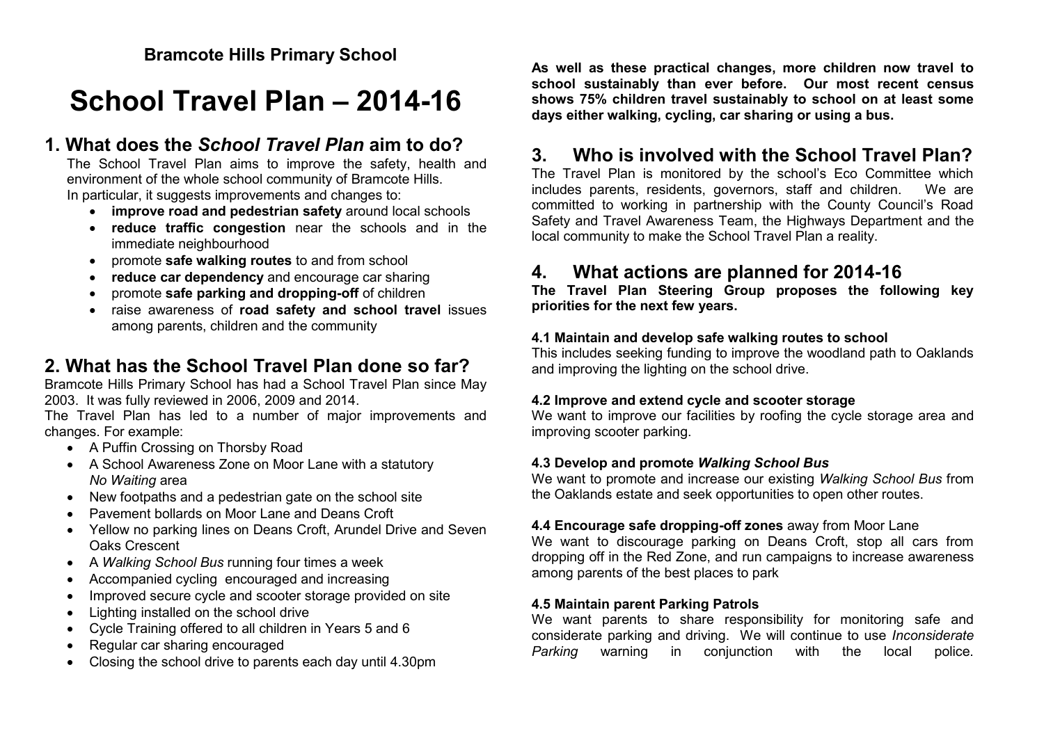**Bramcote Hills Primary School**

# School Travel Plan – 2014-16

## 1. What does the *School Travel Plan* aim to do?

The School Travel Plan aims to improve the safety, health and environment of the whole school community of Bramcote Hills.
In particular, it suggests improvements and changes to:

- **improve road and pedestrian safety** around local schools
- **reduce traffic congestion** near the schools and in the immediate neighbourhood
- promote **safe walking routes** to and from school
- **reduce car dependency** and encourage car sharing
- promote **safe parking and dropping-off** of children
- raise awareness of **road safety and school travel** issues among parents, children and the community

## 2. What has the School Travel Plan done so far?

Bramcote Hills Primary School has had a School Travel Plan since May 2003. It was fully reviewed in 2006, 2009 and 2014.
The Travel Plan has led to a number of major improvements and changes. For example:

- A Puffin Crossing on Thorsby Road
- A School Awareness Zone on Moor Lane with a statutory *No Waiting* area
- New footpaths and a pedestrian gate on the school site
- Pavement bollards on Moor Lane and Deans Croft
- Yellow no parking lines on Deans Croft, Arundel Drive and Seven Oaks Crescent
- A *Walking School Bus* running four times a week
- Accompanied cycling encouraged and increasing
- Improved secure cycle and scooter storage provided on site
- Lighting installed on the school drive
- Cycle Training offered to all children in Years 5 and 6
- Regular car sharing encouraged
- Closing the school drive to parents each day until 4.30pm

**As well as these practical changes, more children now travel to school sustainably than ever before. Our most recent census shows 75% children travel sustainably to school on at least some days either walking, cycling, car sharing or using a bus.**

## 3. Who is involved with the School Travel Plan?

The Travel Plan is monitored by the school's Eco Committee which includes parents, residents, governors, staff and children. We are committed to working in partnership with the County Council's Road Safety and Travel Awareness Team, the Highways Department and the local community to make the School Travel Plan a reality.

## 4. What actions are planned for 2014-16

**The Travel Plan Steering Group proposes the following key priorities for the next few years.**

### 4.1 Maintain and develop safe walking routes to school

This includes seeking funding to improve the woodland path to Oaklands and improving the lighting on the school drive.

### 4.2 Improve and extend cycle and scooter storage

We want to improve our facilities by roofing the cycle storage area and improving scooter parking.

### 4.3 Develop and promote *Walking School Bus*

We want to promote and increase our existing *Walking School Bus* from the Oaklands estate and seek opportunities to open other routes.

### 4.4 Encourage safe dropping-off zones away from Moor Lane

We want to discourage parking on Deans Croft, stop all cars from dropping off in the Red Zone, and run campaigns to increase awareness among parents of the best places to park

### 4.5 Maintain parent Parking Patrols

We want parents to share responsibility for monitoring safe and considerate parking and driving. We will continue to use *Inconsiderate Parking* warning in conjunction with the local police.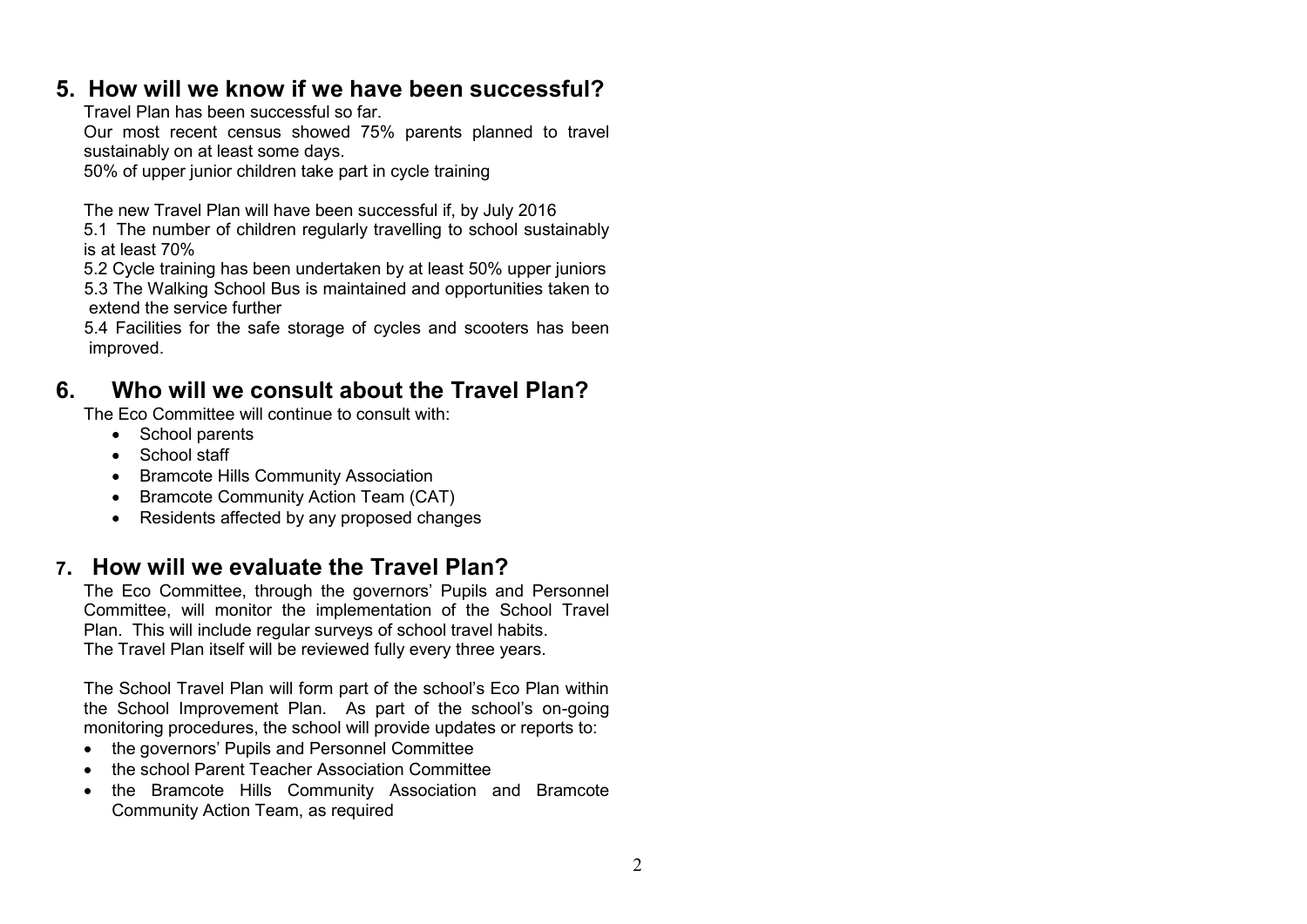## 5. How will we know if we have been successful?

Travel Plan has been successful so far.

Our most recent census showed 75% parents planned to travel sustainably on at least some days.

50% of upper junior children take part in cycle training

The new Travel Plan will have been successful if, by July 2016

5.1 The number of children regularly travelling to school sustainably is at least 70%

5.2 Cycle training has been undertaken by at least 50% upper juniors

5.3 The Walking School Bus is maintained and opportunities taken to extend the service further

5.4 Facilities for the safe storage of cycles and scooters has been improved.

## 6. Who will we consult about the Travel Plan?

The Eco Committee will continue to consult with:

- School parents
- School staff
- Bramcote Hills Community Association
- Bramcote Community Action Team (CAT)
- Residents affected by any proposed changes

## 7. How will we evaluate the Travel Plan?

The Eco Committee, through the governors' Pupils and Personnel Committee, will monitor the implementation of the School Travel Plan. This will include regular surveys of school travel habits.

The Travel Plan itself will be reviewed fully every three years.

The School Travel Plan will form part of the school's Eco Plan within the School Improvement Plan. As part of the school's on-going monitoring procedures, the school will provide updates or reports to:

- the governors' Pupils and Personnel Committee
- the school Parent Teacher Association Committee
- the Bramcote Hills Community Association and Bramcote Community Action Team, as required